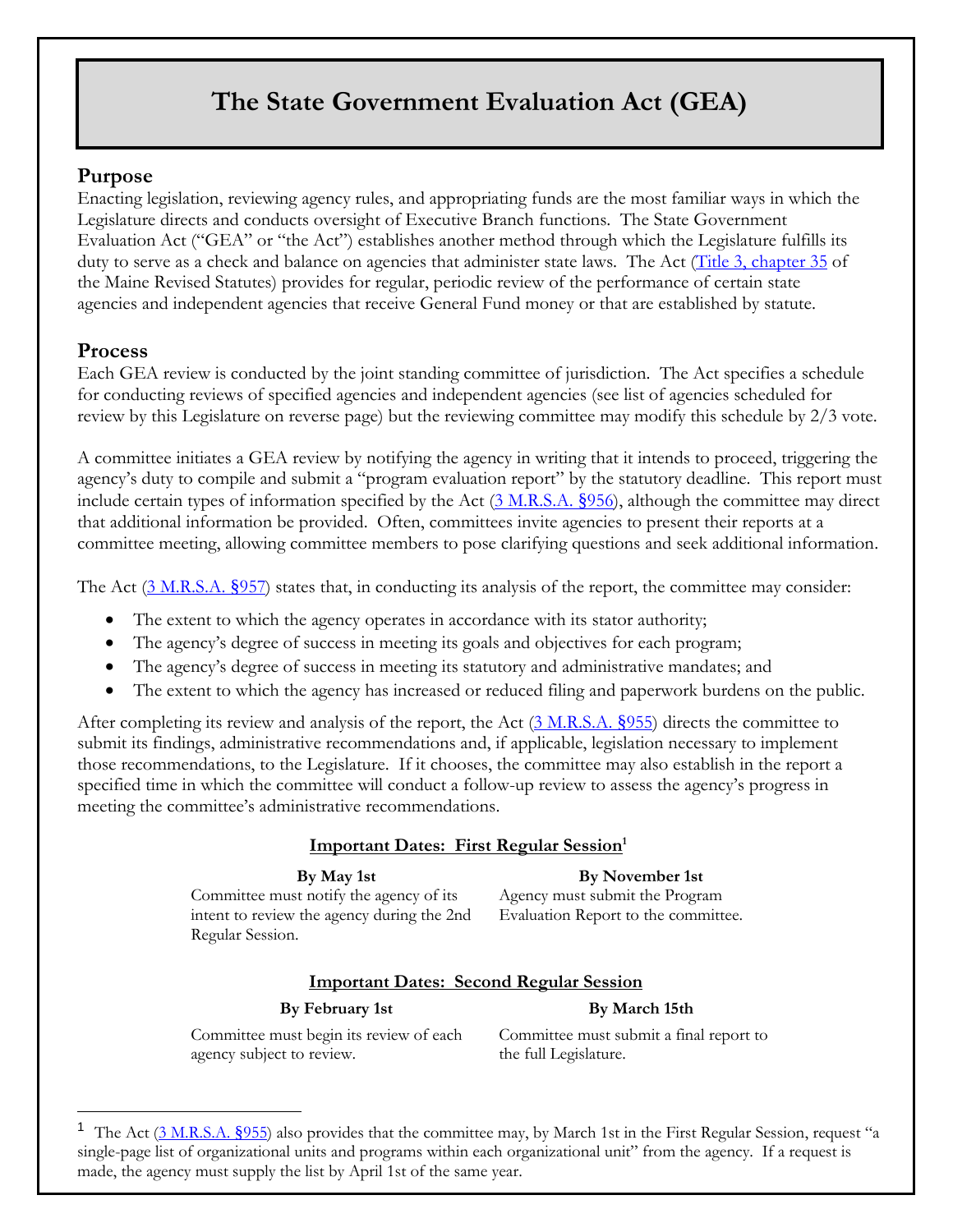# The State Government Evaluation Act (GEA)

## Purpose

Enacting legislation, reviewing agency rules, and appropriating funds are the most familiar ways in which the Legislature directs and conducts oversight of Executive Branch functions. The State Government Evaluation Act ("GEA" or "the Act") establishes another method through which the Legislature fulfills its duty to serve as a check and balance on agencies that administer state laws. The Act (Title 3, chapter 35 of the Maine Revised Statutes) provides for regular, periodic review of the performance of certain state agencies and independent agencies that receive General Fund money or that are established by statute.

## Process

Each GEA review is conducted by the joint standing committee of jurisdiction. The Act specifies a schedule for conducting reviews of specified agencies and independent agencies (see list of agencies scheduled for review by this Legislature on reverse page) but the reviewing committee may modify this schedule by 2/3 vote.

A committee initiates a GEA review by notifying the agency in writing that it intends to proceed, triggering the agency's duty to compile and submit a "program evaluation report" by the statutory deadline. This report must include certain types of information specified by the Act (3 M.R.S.A. §956), although the committee may direct that additional information be provided. Often, committees invite agencies to present their reports at a committee meeting, allowing committee members to pose clarifying questions and seek additional information.

The Act (3 M.R.S.A. §957) states that, in conducting its analysis of the report, the committee may consider:

- The extent to which the agency operates in accordance with its stator authority;
- The agency's degree of success in meeting its goals and objectives for each program;
- The agency's degree of success in meeting its statutory and administrative mandates; and
- The extent to which the agency has increased or reduced filing and paperwork burdens on the public.

After completing its review and analysis of the report, the Act (3 M.R.S.A. §955) directs the committee to submit its findings, administrative recommendations and, if applicable, legislation necessary to implement those recommendations, to the Legislature. If it chooses, the committee may also establish in the report a specified time in which the committee will conduct a follow-up review to assess the agency's progress in meeting the committee's administrative recommendations.

**Important Dates: First Regular Session**[1]

**By May 1st**
Committee must notify the agency of its intent to review the agency during the 2nd Regular Session.

**By November 1st**
Agency must submit the Program Evaluation Report to the committee.

**Important Dates: Second Regular Session**

**By February 1st**
Committee must begin its review of each agency subject to review.

**By March 15th**
Committee must submit a final report to the full Legislature.

---

[1] The Act (3 M.R.S.A. §955) also provides that the committee may, by March 1st in the First Regular Session, request "a single-page list of organizational units and programs within each organizational unit" from the agency. If a request is made, the agency must supply the list by April 1st of the same year.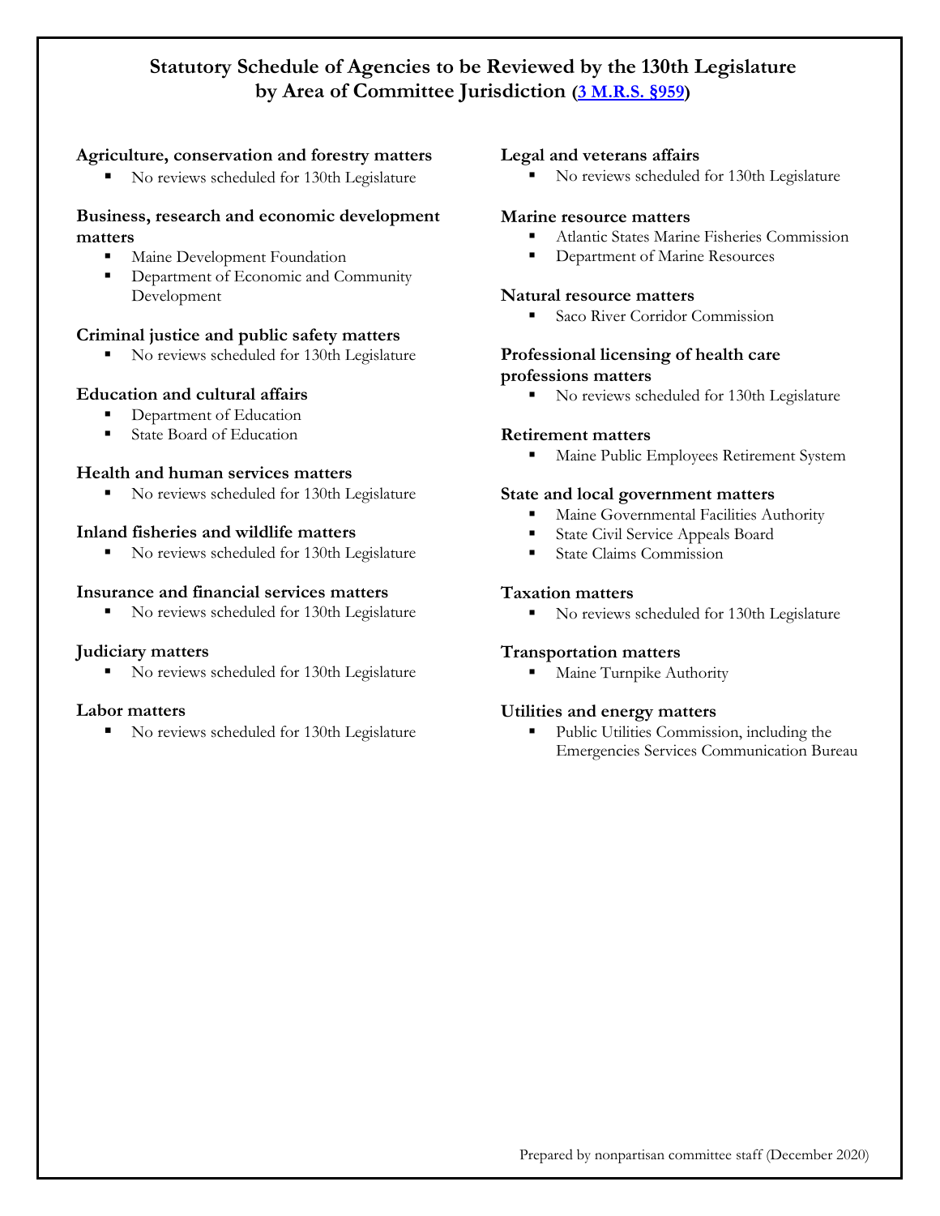# Statutory Schedule of Agencies to be Reviewed by the 130th Legislature by Area of Committee Jurisdiction ([3 M.R.S. §959](#))

### Agriculture, conservation and forestry matters

- No reviews scheduled for 130th Legislature

### Business, research and economic development matters

- Maine Development Foundation
- Department of Economic and Community Development

### Criminal justice and public safety matters

- No reviews scheduled for 130th Legislature

### Education and cultural affairs

- Department of Education
- State Board of Education

### Health and human services matters

- No reviews scheduled for 130th Legislature

### Inland fisheries and wildlife matters

- No reviews scheduled for 130th Legislature

### Insurance and financial services matters

- No reviews scheduled for 130th Legislature

### Judiciary matters

- No reviews scheduled for 130th Legislature

### Labor matters

- No reviews scheduled for 130th Legislature

### Legal and veterans affairs

- No reviews scheduled for 130th Legislature

### Marine resource matters

- Atlantic States Marine Fisheries Commission
- Department of Marine Resources

### Natural resource matters

- Saco River Corridor Commission

### Professional licensing of health care professions matters

- No reviews scheduled for 130th Legislature

### Retirement matters

- Maine Public Employees Retirement System

### State and local government matters

- Maine Governmental Facilities Authority
- State Civil Service Appeals Board
- State Claims Commission

### Taxation matters

- No reviews scheduled for 130th Legislature

### Transportation matters

- Maine Turnpike Authority

### Utilities and energy matters

- Public Utilities Commission, including the Emergencies Services Communication Bureau

Prepared by nonpartisan committee staff (December 2020)